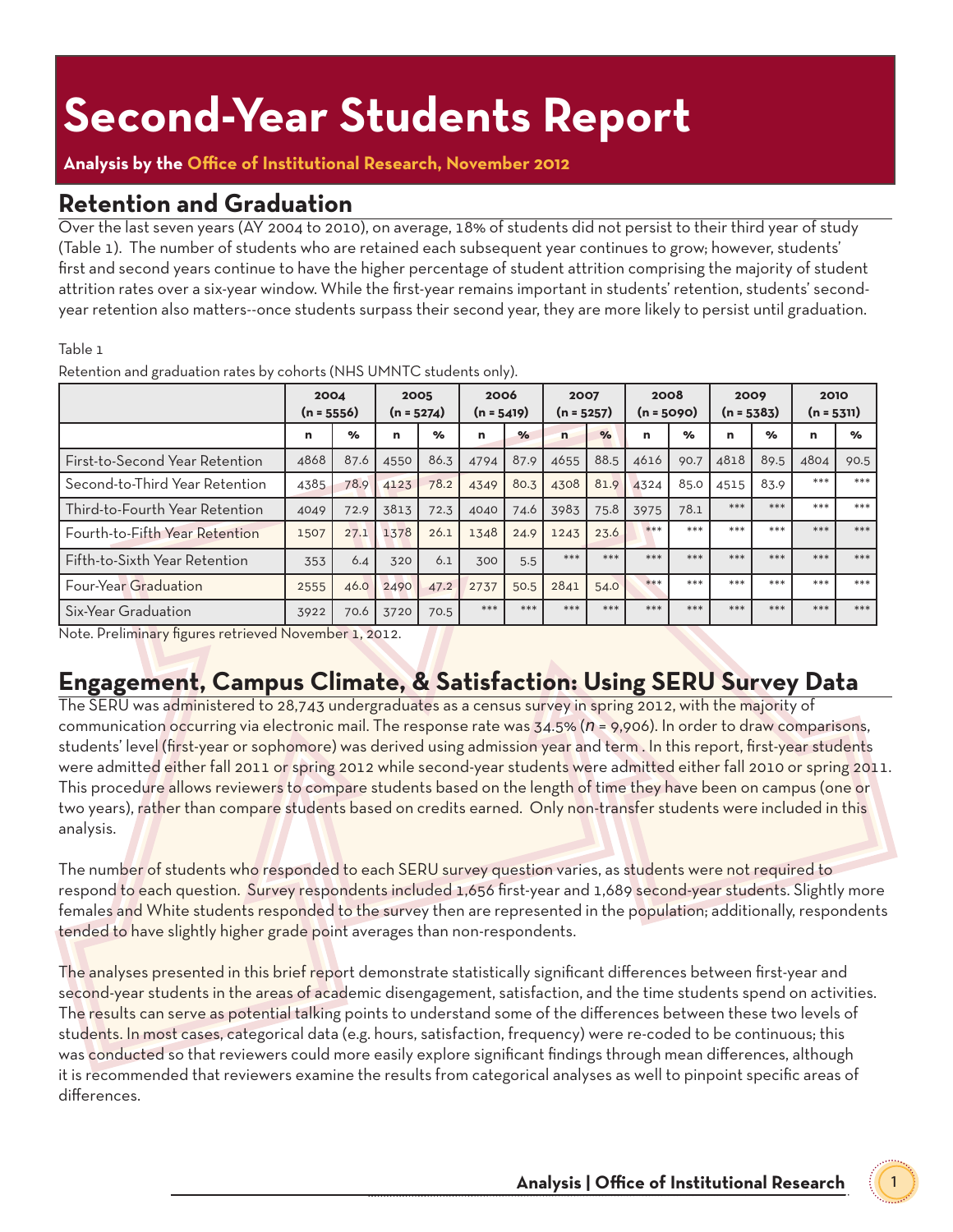# Second-Year Students Report

**Analysis by the Office of Institutional Research, November 2012**

## Retention and Graduation

Over the last seven years (AY 2004 to 2010), on average, 18% of students did not persist to their third year of study (Table 1). The number of students who are retained each subsequent year continues to grow; however, students' first and second years continue to have the higher percentage of student attrition comprising the majority of student attrition rates over a six-year window. While the first-year remains important in students' retention, students' second-year retention also matters--once students surpass their second year, they are more likely to persist until graduation.

Table 1

Retention and graduation rates by cohorts (NHS UMNTC students only).

| | 2004 (n = 5556) | | 2005 (n = 5274) | | 2006 (n = 5419) | | 2007 (n = 5257) | | 2008 (n = 5090) | | 2009 (n = 5383) | | 2010 (n = 5311) | |
|---|---|---|---|---|---|---|---|---|---|---|---|---|---|---|
| | n | % | n | % | n | % | n | % | n | % | n | % | n | % |
| First-to-Second Year Retention | 4868 | 87.6 | 4550 | 86.3 | 4794 | 87.9 | 4655 | 88.5 | 4616 | 90.7 | 4818 | 89.5 | 4804 | 90.5 |
| Second-to-Third Year Retention | 4385 | 78.9 | 4123 | 78.2 | 4349 | 80.3 | 4308 | 81.9 | 4324 | 85.0 | 4515 | 83.9 | *** | *** |
| Third-to-Fourth Year Retention | 4049 | 72.9 | 3813 | 72.3 | 4040 | 74.6 | 3983 | 75.8 | 3975 | 78.1 | *** | *** | *** | *** |
| Fourth-to-Fifth Year Retention | 1507 | 27.1 | 1378 | 26.1 | 1348 | 24.9 | 1243 | 23.6 | *** | *** | *** | *** | *** | *** |
| Fifth-to-Sixth Year Retention | 353 | 6.4 | 320 | 6.1 | 300 | 5.5 | *** | *** | *** | *** | *** | *** | *** | *** |
| Four-Year Graduation | 2555 | 46.0 | 2490 | 47.2 | 2737 | 50.5 | 2841 | 54.0 | *** | *** | *** | *** | *** | *** |
| Six-Year Graduation | 3922 | 70.6 | 3720 | 70.5 | *** | *** | *** | *** | *** | *** | *** | *** | *** | *** |

Note. Preliminary figures retrieved November 1, 2012.

## Engagement, Campus Climate, & Satisfaction: Using SERU Survey Data

The SERU was administered to 28,743 undergraduates as a census survey in spring 2012, with the majority of communication occurring via electronic mail. The response rate was 34.5% (*n* = 9,906). In order to draw comparisons, students' level (first-year or sophomore) was derived using admission year and term . In this report, first-year students were admitted either fall 2011 or spring 2012 while second-year students were admitted either fall 2010 or spring 2011. This procedure allows reviewers to compare students based on the length of time they have been on campus (one or two years), rather than compare students based on credits earned. Only non-transfer students were included in this analysis.

The number of students who responded to each SERU survey question varies, as students were not required to respond to each question. Survey respondents included 1,656 first-year and 1,689 second-year students. Slightly more females and White students responded to the survey then are represented in the population; additionally, respondents tended to have slightly higher grade point averages than non-respondents.

The analyses presented in this brief report demonstrate statistically significant differences between first-year and second-year students in the areas of academic disengagement, satisfaction, and the time students spend on activities. The results can serve as potential talking points to understand some of the differences between these two levels of students. In most cases, categorical data (e.g. hours, satisfaction, frequency) were re-coded to be continuous; this was conducted so that reviewers could more easily explore significant findings through mean differences, although it is recommended that reviewers examine the results from categorical analyses as well to pinpoint specific areas of differences.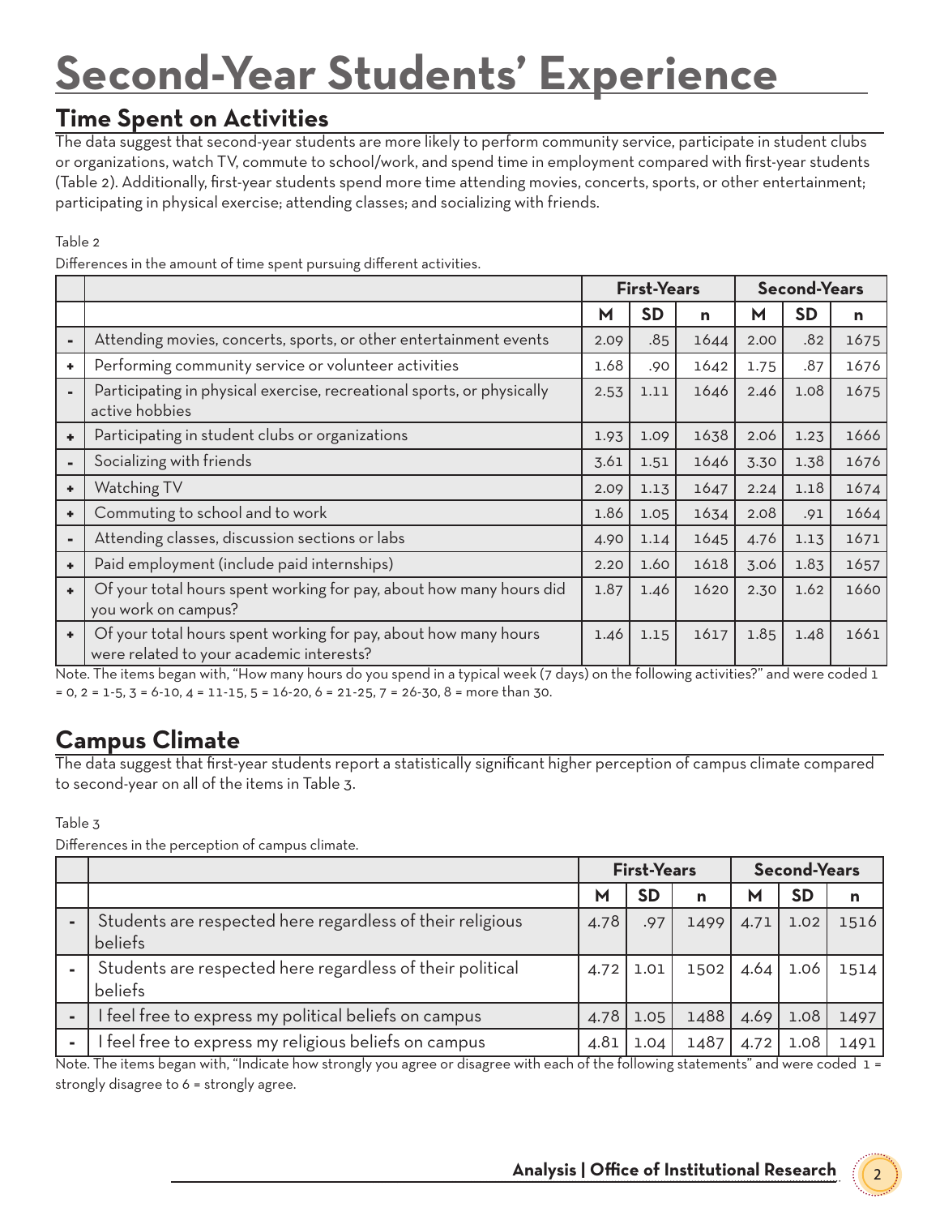# Second-Year Students' Experience

## Time Spent on Activities

The data suggest that second-year students are more likely to perform community service, participate in student clubs or organizations, watch TV, commute to school/work, and spend time in employment compared with first-year students (Table 2). Additionally, first-year students spend more time attending movies, concerts, sports, or other entertainment; participating in physical exercise; attending classes; and socializing with friends.

Table 2

Differences in the amount of time spent pursuing different activities.

| | | First-Years | | | Second-Years | | |
|---|---|---|---|---|---|---|---|
| | | M | SD | n | M | SD | n |
| - | Attending movies, concerts, sports, or other entertainment events | 2.09 | .85 | 1644 | 2.00 | .82 | 1675 |
| + | Performing community service or volunteer activities | 1.68 | .90 | 1642 | 1.75 | .87 | 1676 |
| - | Participating in physical exercise, recreational sports, or physically active hobbies | 2.53 | 1.11 | 1646 | 2.46 | 1.08 | 1675 |
| + | Participating in student clubs or organizations | 1.93 | 1.09 | 1638 | 2.06 | 1.23 | 1666 |
| - | Socializing with friends | 3.61 | 1.51 | 1646 | 3.30 | 1.38 | 1676 |
| + | Watching TV | 2.09 | 1.13 | 1647 | 2.24 | 1.18 | 1674 |
| + | Commuting to school and to work | 1.86 | 1.05 | 1634 | 2.08 | .91 | 1664 |
| - | Attending classes, discussion sections or labs | 4.90 | 1.14 | 1645 | 4.76 | 1.13 | 1671 |
| + | Paid employment (include paid internships) | 2.20 | 1.60 | 1618 | 3.06 | 1.83 | 1657 |
| + | Of your total hours spent working for pay, about how many hours did you work on campus? | 1.87 | 1.46 | 1620 | 2.30 | 1.62 | 1660 |
| + | Of your total hours spent working for pay, about how many hours were related to your academic interests? | 1.46 | 1.15 | 1617 | 1.85 | 1.48 | 1661 |

Note. The items began with, "How many hours do you spend in a typical week (7 days) on the following activities?" and were coded 1 = 0, 2 = 1-5, 3 = 6-10, 4 = 11-15, 5 = 16-20, 6 = 21-25, 7 = 26-30, 8 = more than 30.

## Campus Climate

The data suggest that first-year students report a statistically significant higher perception of campus climate compared to second-year on all of the items in Table 3.

Table 3

Differences in the perception of campus climate.

| | | First-Years | | | Second-Years | | |
|---|---|---|---|---|---|---|---|
| | | M | SD | n | M | SD | n |
| - | Students are respected here regardless of their religious beliefs | 4.78 | .97 | 1499 | 4.71 | 1.02 | 1516 |
| - | Students are respected here regardless of their political beliefs | 4.72 | 1.01 | 1502 | 4.64 | 1.06 | 1514 |
| - | I feel free to express my political beliefs on campus | 4.78 | 1.05 | 1488 | 4.69 | 1.08 | 1497 |
| - | I feel free to express my religious beliefs on campus | 4.81 | 1.04 | 1487 | 4.72 | 1.08 | 1491 |

Note. The items began with, "Indicate how strongly you agree or disagree with each of the following statements" and were coded 1 = strongly disagree to 6 = strongly agree.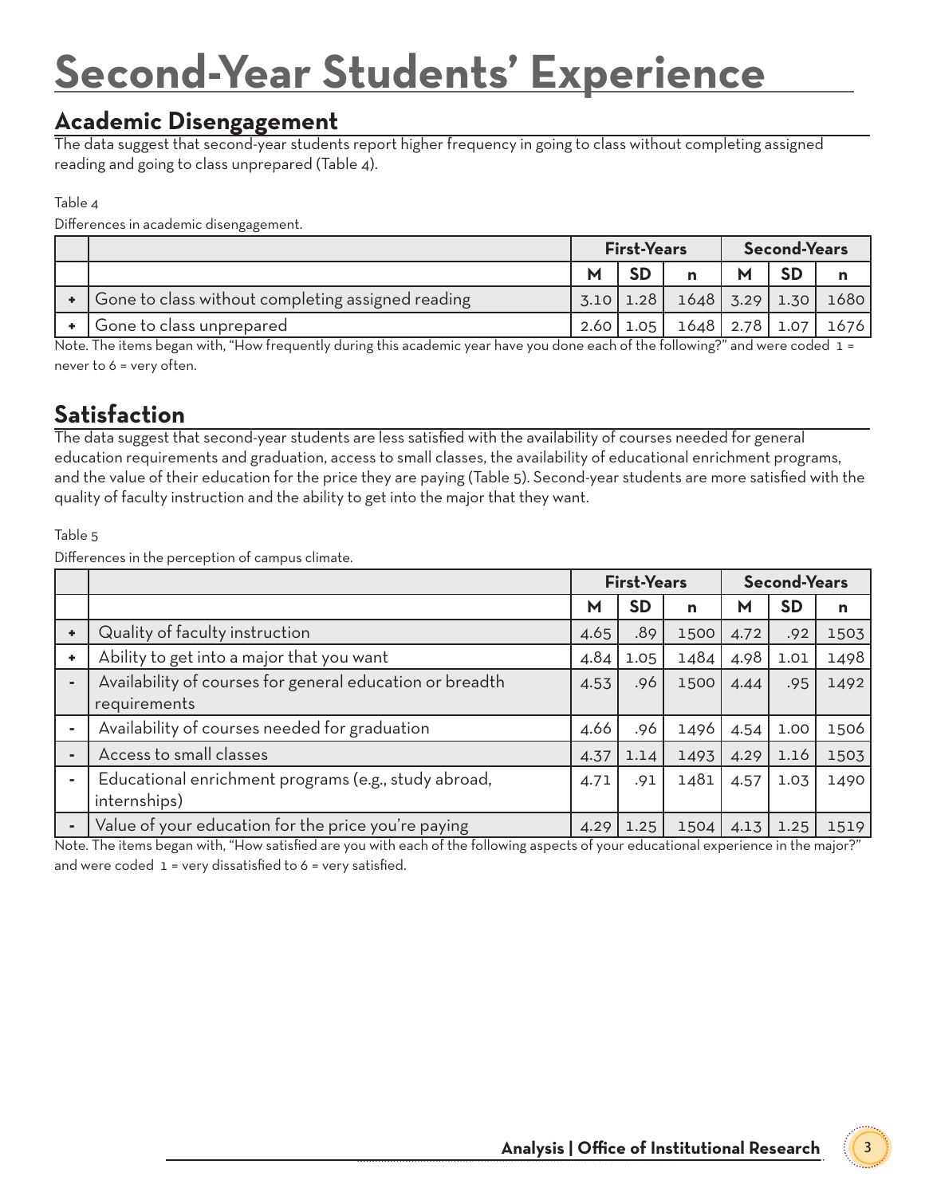# Second-Year Students' Experience

## Academic Disengagement

The data suggest that second-year students report higher frequency in going to class without completing assigned reading and going to class unprepared (Table 4).

Table 4

Differences in academic disengagement.

| | | First-Years | | | Second-Years | | |
|---|---|---|---|---|---|---|---|
| | | M | SD | n | M | SD | n |
| + | Gone to class without completing assigned reading | 3.10 | 1.28 | 1648 | 3.29 | 1.30 | 1680 |
| + | Gone to class unprepared | 2.60 | 1.05 | 1648 | 2.78 | 1.07 | 1676 |

Note. The items began with, "How frequently during this academic year have you done each of the following?" and were coded 1 = never to 6 = very often.

## Satisfaction

The data suggest that second-year students are less satisfied with the availability of courses needed for general education requirements and graduation, access to small classes, the availability of educational enrichment programs, and the value of their education for the price they are paying (Table 5). Second-year students are more satisfied with the quality of faculty instruction and the ability to get into the major that they want.

Table 5

Differences in the perception of campus climate.

| | | First-Years | | | Second-Years | | |
|---|---|---|---|---|---|---|---|
| | | M | SD | n | M | SD | n |
| + | Quality of faculty instruction | 4.65 | .89 | 1500 | 4.72 | .92 | 1503 |
| + | Ability to get into a major that you want | 4.84 | 1.05 | 1484 | 4.98 | 1.01 | 1498 |
| - | Availability of courses for general education or breadth requirements | 4.53 | .96 | 1500 | 4.44 | .95 | 1492 |
| - | Availability of courses needed for graduation | 4.66 | .96 | 1496 | 4.54 | 1.00 | 1506 |
| - | Access to small classes | 4.37 | 1.14 | 1493 | 4.29 | 1.16 | 1503 |
| - | Educational enrichment programs (e.g., study abroad, internships) | 4.71 | .91 | 1481 | 4.57 | 1.03 | 1490 |
| - | Value of your education for the price you're paying | 4.29 | 1.25 | 1504 | 4.13 | 1.25 | 1519 |

Note. The items began with, "How satisfied are you with each of the following aspects of your educational experience in the major?" and were coded 1 = very dissatisfied to 6 = very satisfied.